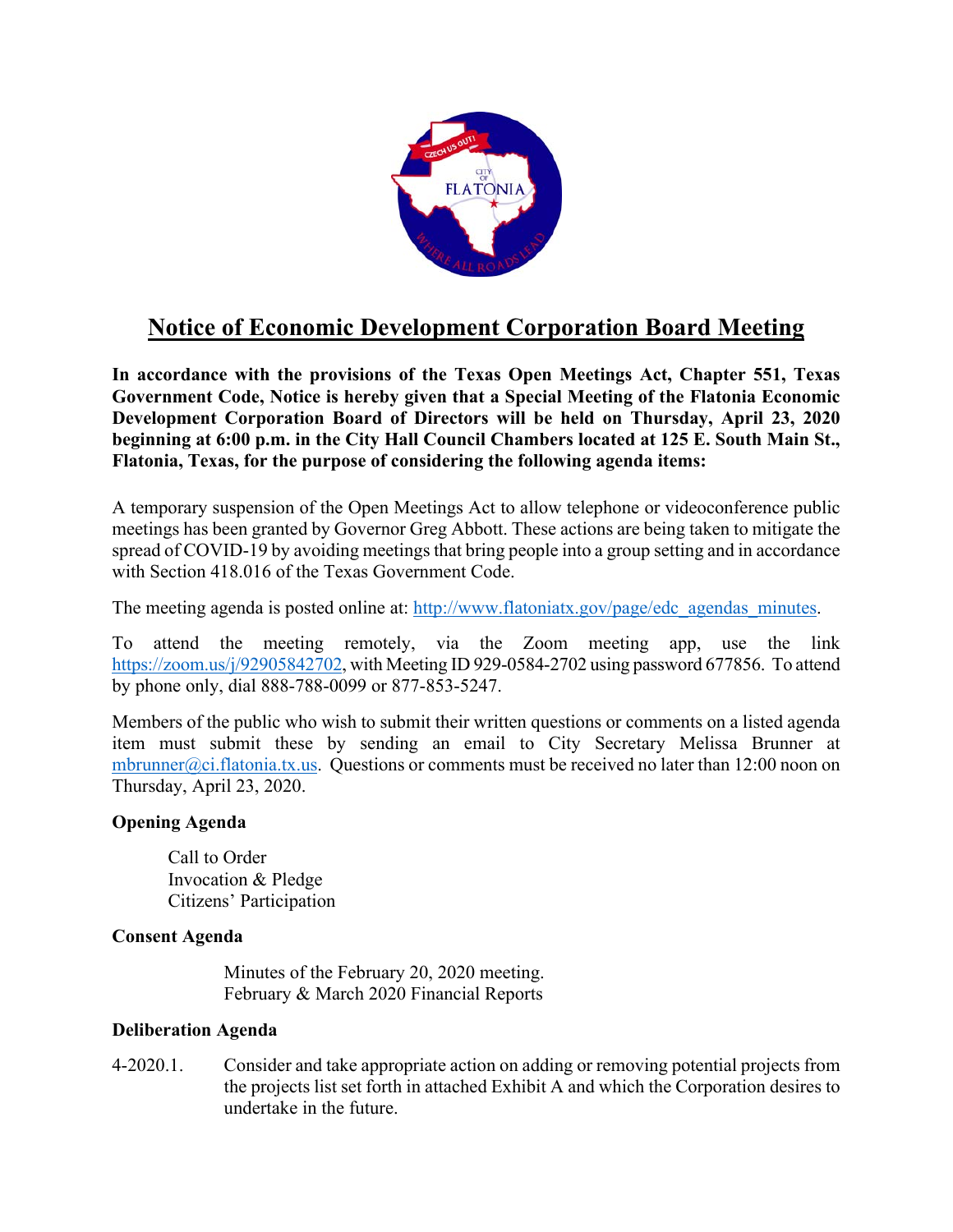# Notice of Economic Development Corporation Board Meeting

**In accordance with the provisions of the Texas Open Meetings Act, Chapter 551, Texas Government Code, Notice is hereby given that a Special Meeting of the Flatonia Economic Development Corporation Board of Directors will be held on Thursday, April 23, 2020 beginning at 6:00 p.m. in the City Hall Council Chambers located at 125 E. South Main St., Flatonia, Texas, for the purpose of considering the following agenda items:**

A temporary suspension of the Open Meetings Act to allow telephone or videoconference public meetings has been granted by Governor Greg Abbott. These actions are being taken to mitigate the spread of COVID-19 by avoiding meetings that bring people into a group setting and in accordance with Section 418.016 of the Texas Government Code.

The meeting agenda is posted online at: http://www.flatoniatx.gov/page/edc_agendas_minutes.

To attend the meeting remotely, via the Zoom meeting app, use the link https://zoom.us/j/92905842702, with Meeting ID 929-0584-2702 using password 677856. To attend by phone only, dial 888-788-0099 or 877-853-5247.

Members of the public who wish to submit their written questions or comments on a listed agenda item must submit these by sending an email to City Secretary Melissa Brunner at mbrunner@ci.flatonia.tx.us. Questions or comments must be received no later than 12:00 noon on Thursday, April 23, 2020.

**Opening Agenda**

Call to Order
Invocation & Pledge
Citizens' Participation

**Consent Agenda**

Minutes of the February 20, 2020 meeting.
February & March 2020 Financial Reports

**Deliberation Agenda**

4-2020.1. Consider and take appropriate action on adding or removing potential projects from the projects list set forth in attached Exhibit A and which the Corporation desires to undertake in the future.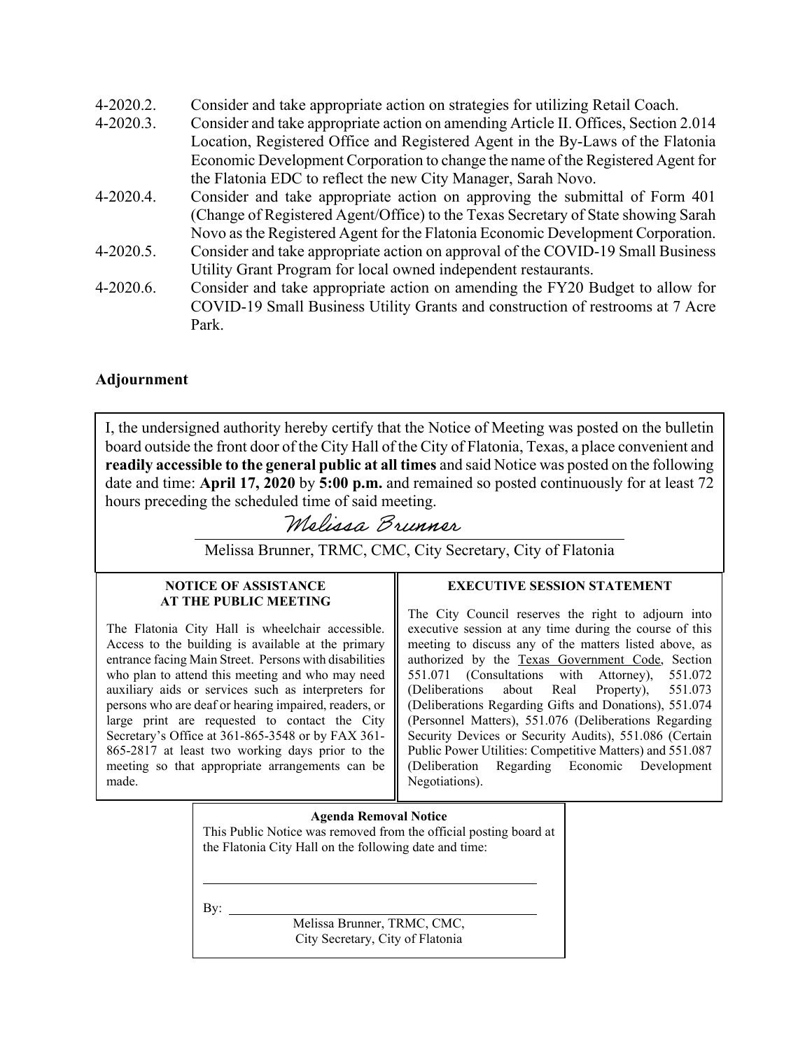4-2020.2. Consider and take appropriate action on strategies for utilizing Retail Coach.

4-2020.3. Consider and take appropriate action on amending Article II. Offices, Section 2.014 Location, Registered Office and Registered Agent in the By-Laws of the Flatonia Economic Development Corporation to change the name of the Registered Agent for the Flatonia EDC to reflect the new City Manager, Sarah Novo.

4-2020.4. Consider and take appropriate action on approving the submittal of Form 401 (Change of Registered Agent/Office) to the Texas Secretary of State showing Sarah Novo as the Registered Agent for the Flatonia Economic Development Corporation.

4-2020.5. Consider and take appropriate action on approval of the COVID-19 Small Business Utility Grant Program for local owned independent restaurants.

4-2020.6. Consider and take appropriate action on amending the FY20 Budget to allow for COVID-19 Small Business Utility Grants and construction of restrooms at 7 Acre Park.

## Adjournment

I, the undersigned authority hereby certify that the Notice of Meeting was posted on the bulletin board outside the front door of the City Hall of the City of Flatonia, Texas, a place convenient and **readily accessible to the general public at all times** and said Notice was posted on the following date and time: **April 17, 2020** by **5:00 p.m.** and remained so posted continuously for at least 72 hours preceding the scheduled time of said meeting.

*Melissa Brunner*

Melissa Brunner, TRMC, CMC, City Secretary, City of Flatonia

**NOTICE OF ASSISTANCE AT THE PUBLIC MEETING**

The Flatonia City Hall is wheelchair accessible. Access to the building is available at the primary entrance facing Main Street. Persons with disabilities who plan to attend this meeting and who may need auxiliary aids or services such as interpreters for persons who are deaf or hearing impaired, readers, or large print are requested to contact the City Secretary's Office at 361-865-3548 or by FAX 361-865-2817 at least two working days prior to the meeting so that appropriate arrangements can be made.

**EXECUTIVE SESSION STATEMENT**

The City Council reserves the right to adjourn into executive session at any time during the course of this meeting to discuss any of the matters listed above, as authorized by the Texas Government Code, Section 551.071 (Consultations with Attorney), 551.072 (Deliberations about Real Property), 551.073 (Deliberations Regarding Gifts and Donations), 551.074 (Personnel Matters), 551.076 (Deliberations Regarding Security Devices or Security Audits), 551.086 (Certain Public Power Utilities: Competitive Matters) and 551.087 (Deliberation Regarding Economic Development Negotiations).

**Agenda Removal Notice**

This Public Notice was removed from the official posting board at the Flatonia City Hall on the following date and time:

\_\_\_\_\_\_\_\_\_\_\_\_\_\_\_\_\_\_\_\_\_\_\_\_\_\_\_\_\_\_\_\_\_\_\_\_\_\_\_\_

By: \_\_\_\_\_\_\_\_\_\_\_\_\_\_\_\_\_\_\_\_\_\_\_\_\_\_\_\_\_\_\_\_\_\_\_\_\_\_\_\_

Melissa Brunner, TRMC, CMC,
City Secretary, City of Flatonia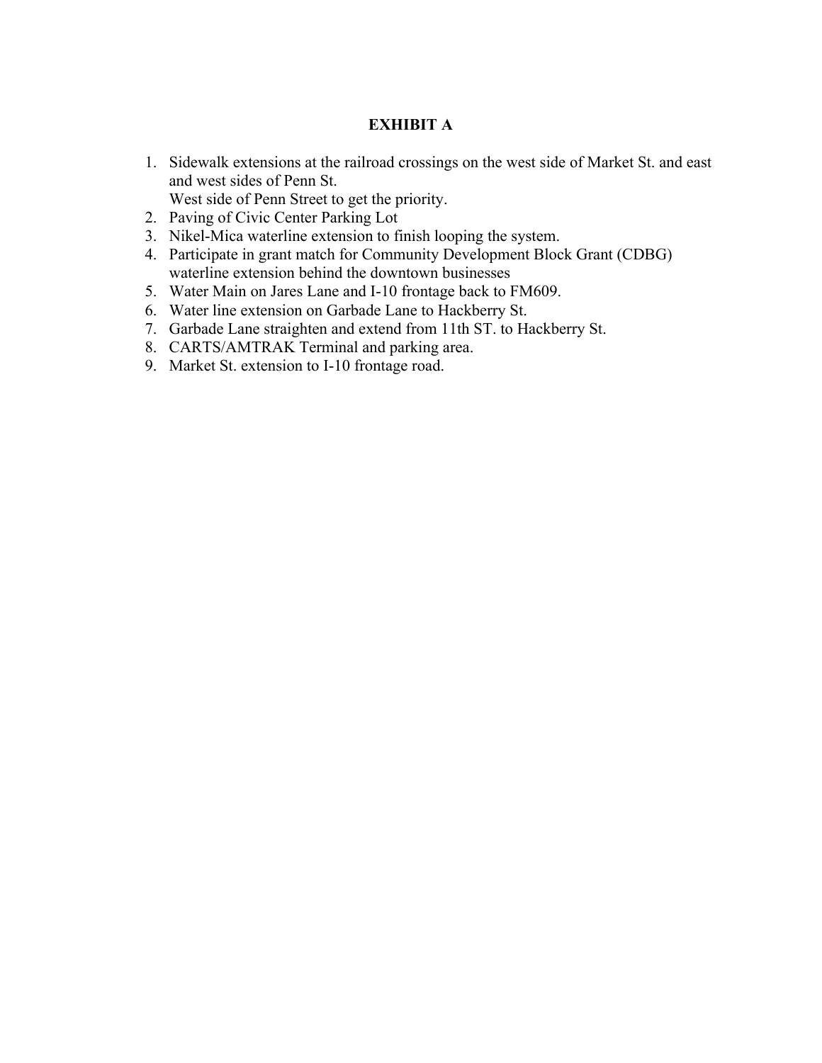**EXHIBIT A**

1. Sidewalk extensions at the railroad crossings on the west side of Market St. and east and west sides of Penn St.
   West side of Penn Street to get the priority.
2. Paving of Civic Center Parking Lot
3. Nikel-Mica waterline extension to finish looping the system.
4. Participate in grant match for Community Development Block Grant (CDBG) waterline extension behind the downtown businesses
5. Water Main on Jares Lane and I-10 frontage back to FM609.
6. Water line extension on Garbade Lane to Hackberry St.
7. Garbade Lane straighten and extend from 11th ST. to Hackberry St.
8. CARTS/AMTRAK Terminal and parking area.
9. Market St. extension to I-10 frontage road.